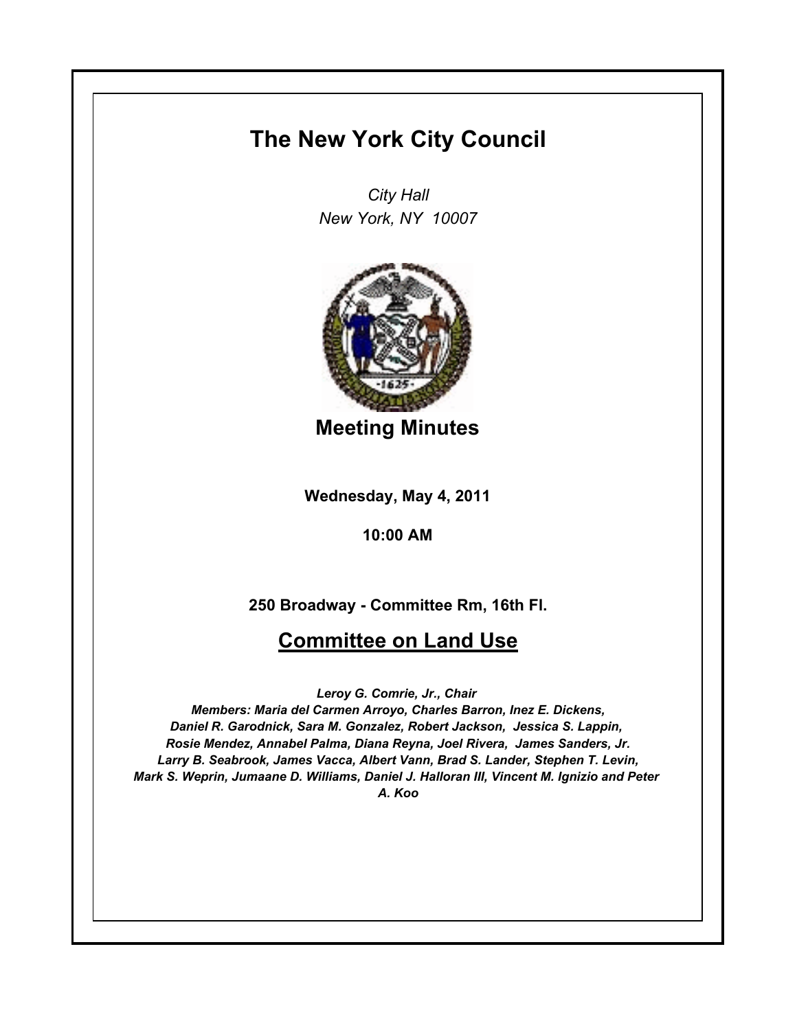# The New York City Council

*City Hall*
*New York, NY 10007*

## Meeting Minutes

**Wednesday, May 4, 2011**

**10:00 AM**

**250 Broadway - Committee Rm, 16th Fl.**

## Committee on Land Use

***Leroy G. Comrie, Jr., Chair***
***Members: Maria del Carmen Arroyo, Charles Barron, Inez E. Dickens, Daniel R. Garodnick, Sara M. Gonzalez, Robert Jackson, Jessica S. Lappin, Rosie Mendez, Annabel Palma, Diana Reyna, Joel Rivera, James Sanders, Jr. Larry B. Seabrook, James Vacca, Albert Vann, Brad S. Lander, Stephen T. Levin, Mark S. Weprin, Jumaane D. Williams, Daniel J. Halloran III, Vincent M. Ignizio and Peter A. Koo***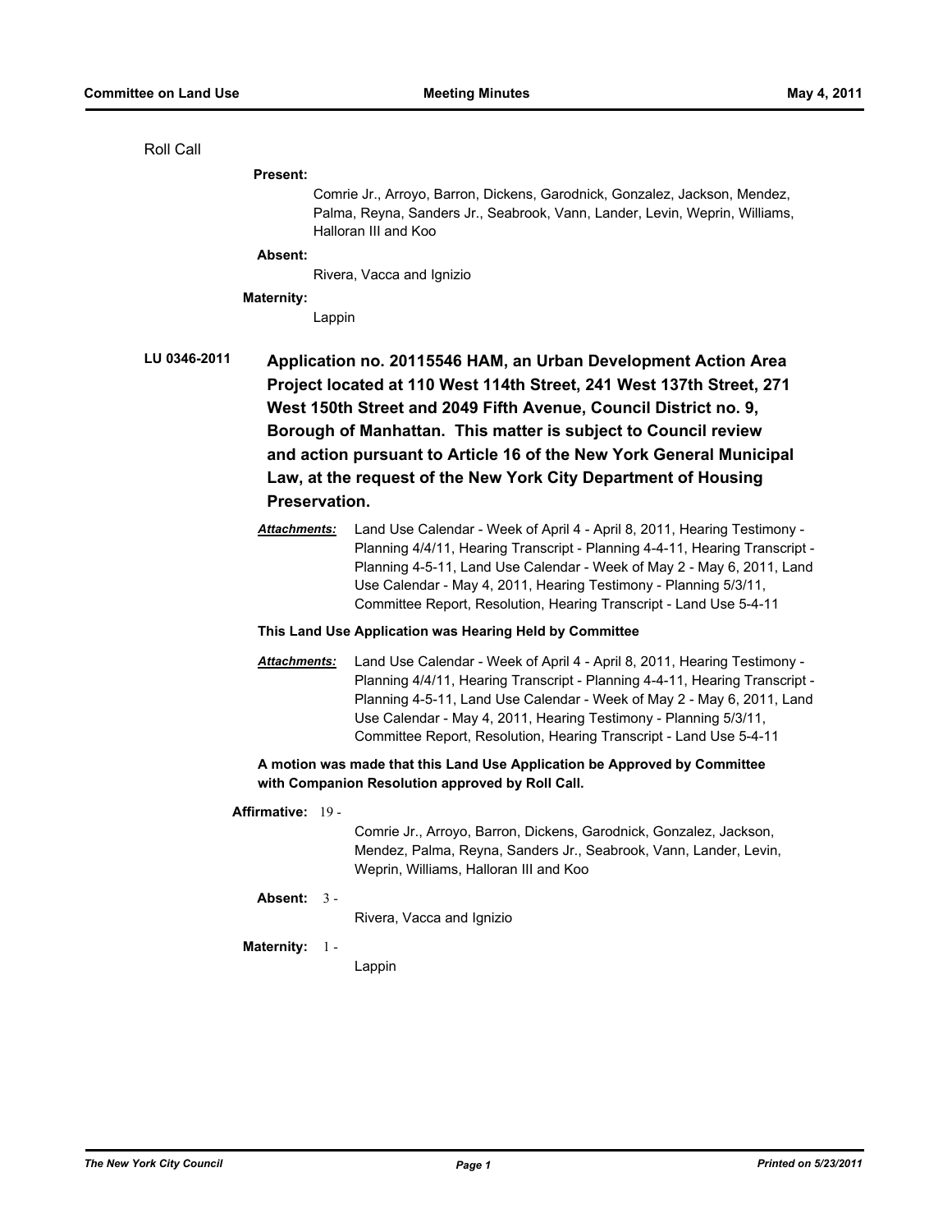Roll Call

**Present:**

Comrie Jr., Arroyo, Barron, Dickens, Garodnick, Gonzalez, Jackson, Mendez, Palma, Reyna, Sanders Jr., Seabrook, Vann, Lander, Levin, Weprin, Williams, Halloran III and Koo

**Absent:**

Rivera, Vacca and Ignizio

**Maternity:**

Lappin

**LU 0346-2011** **Application no. 20115546 HAM, an Urban Development Action Area Project located at 110 West 114th Street, 241 West 137th Street, 271 West 150th Street and 2049 Fifth Avenue, Council District no. 9, Borough of Manhattan. This matter is subject to Council review and action pursuant to Article 16 of the New York General Municipal Law, at the request of the New York City Department of Housing Preservation.**

***Attachments:*** Land Use Calendar - Week of April 4 - April 8, 2011, Hearing Testimony - Planning 4/4/11, Hearing Transcript - Planning 4-4-11, Hearing Transcript - Planning 4-5-11, Land Use Calendar - Week of May 2 - May 6, 2011, Land Use Calendar - May 4, 2011, Hearing Testimony - Planning 5/3/11, Committee Report, Resolution, Hearing Transcript - Land Use 5-4-11

**This Land Use Application was Hearing Held by Committee**

***Attachments:*** Land Use Calendar - Week of April 4 - April 8, 2011, Hearing Testimony - Planning 4/4/11, Hearing Transcript - Planning 4-4-11, Hearing Transcript - Planning 4-5-11, Land Use Calendar - Week of May 2 - May 6, 2011, Land Use Calendar - May 4, 2011, Hearing Testimony - Planning 5/3/11, Committee Report, Resolution, Hearing Transcript - Land Use 5-4-11

**A motion was made that this Land Use Application be Approved by Committee with Companion Resolution approved by Roll Call.**

**Affirmative:** 19 -

Comrie Jr., Arroyo, Barron, Dickens, Garodnick, Gonzalez, Jackson, Mendez, Palma, Reyna, Sanders Jr., Seabrook, Vann, Lander, Levin, Weprin, Williams, Halloran III and Koo

**Absent:** 3 -

Rivera, Vacca and Ignizio

**Maternity:** 1 -

Lappin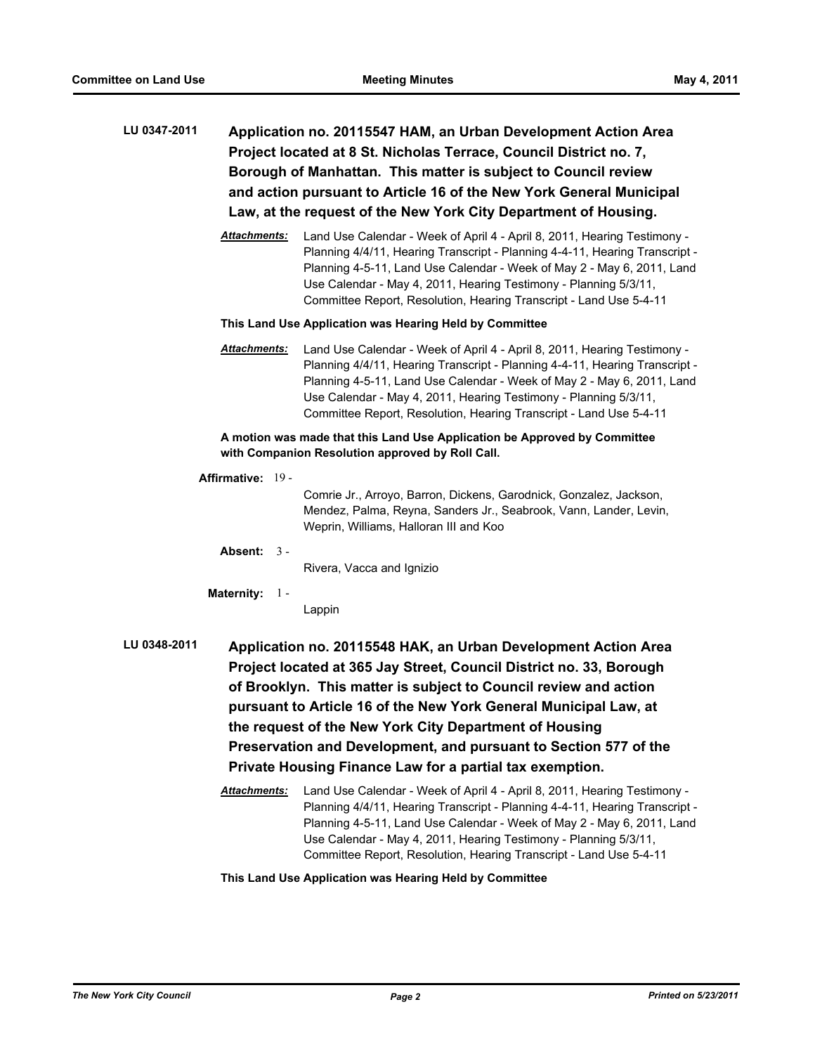**LU 0347-2011** **Application no. 20115547 HAM, an Urban Development Action Area Project located at 8 St. Nicholas Terrace, Council District no. 7, Borough of Manhattan. This matter is subject to Council review and action pursuant to Article 16 of the New York General Municipal Law, at the request of the New York City Department of Housing.**

***Attachments:*** Land Use Calendar - Week of April 4 - April 8, 2011, Hearing Testimony - Planning 4/4/11, Hearing Transcript - Planning 4-4-11, Hearing Transcript - Planning 4-5-11, Land Use Calendar - Week of May 2 - May 6, 2011, Land Use Calendar - May 4, 2011, Hearing Testimony - Planning 5/3/11, Committee Report, Resolution, Hearing Transcript - Land Use 5-4-11

**This Land Use Application was Hearing Held by Committee**

***Attachments:*** Land Use Calendar - Week of April 4 - April 8, 2011, Hearing Testimony - Planning 4/4/11, Hearing Transcript - Planning 4-4-11, Hearing Transcript - Planning 4-5-11, Land Use Calendar - Week of May 2 - May 6, 2011, Land Use Calendar - May 4, 2011, Hearing Testimony - Planning 5/3/11, Committee Report, Resolution, Hearing Transcript - Land Use 5-4-11

**A motion was made that this Land Use Application be Approved by Committee with Companion Resolution approved by Roll Call.**

**Affirmative:** 19 - Comrie Jr., Arroyo, Barron, Dickens, Garodnick, Gonzalez, Jackson, Mendez, Palma, Reyna, Sanders Jr., Seabrook, Vann, Lander, Levin, Weprin, Williams, Halloran III and Koo

**Absent:** 3 - Rivera, Vacca and Ignizio

**Maternity:** 1 - Lappin

**LU 0348-2011** **Application no. 20115548 HAK, an Urban Development Action Area Project located at 365 Jay Street, Council District no. 33, Borough of Brooklyn. This matter is subject to Council review and action pursuant to Article 16 of the New York General Municipal Law, at the request of the New York City Department of Housing Preservation and Development, and pursuant to Section 577 of the Private Housing Finance Law for a partial tax exemption.**

***Attachments:*** Land Use Calendar - Week of April 4 - April 8, 2011, Hearing Testimony - Planning 4/4/11, Hearing Transcript - Planning 4-4-11, Hearing Transcript - Planning 4-5-11, Land Use Calendar - Week of May 2 - May 6, 2011, Land Use Calendar - May 4, 2011, Hearing Testimony - Planning 5/3/11, Committee Report, Resolution, Hearing Transcript - Land Use 5-4-11

**This Land Use Application was Hearing Held by Committee**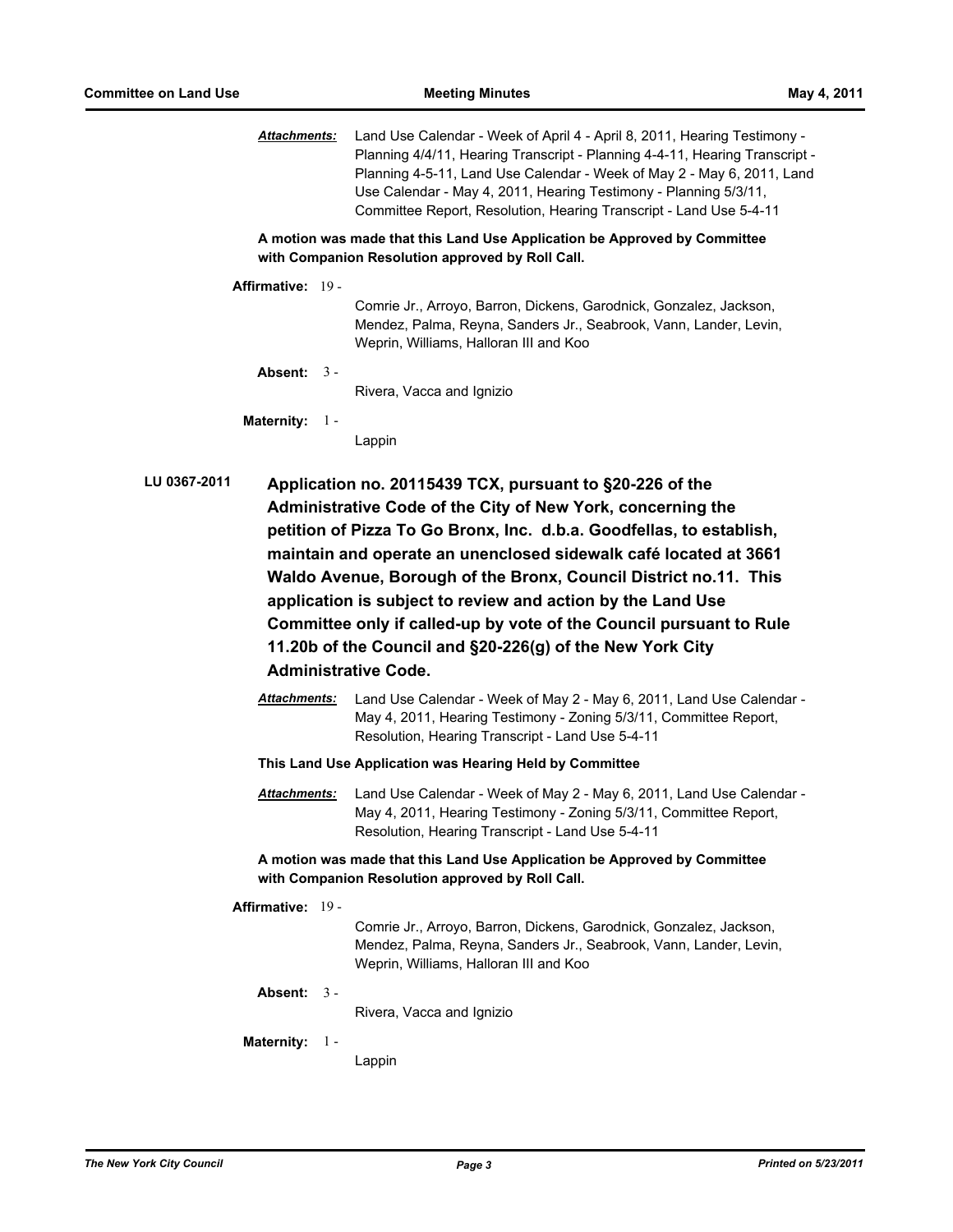**Attachments:** Land Use Calendar - Week of April 4 - April 8, 2011, Hearing Testimony - Planning 4/4/11, Hearing Transcript - Planning 4-4-11, Hearing Transcript - Planning 4-5-11, Land Use Calendar - Week of May 2 - May 6, 2011, Land Use Calendar - May 4, 2011, Hearing Testimony - Planning 5/3/11, Committee Report, Resolution, Hearing Transcript - Land Use 5-4-11

**A motion was made that this Land Use Application be Approved by Committee with Companion Resolution approved by Roll Call.**

**Affirmative:** 19 - Comrie Jr., Arroyo, Barron, Dickens, Garodnick, Gonzalez, Jackson, Mendez, Palma, Reyna, Sanders Jr., Seabrook, Vann, Lander, Levin, Weprin, Williams, Halloran III and Koo

**Absent:** 3 - Rivera, Vacca and Ignizio

**Maternity:** 1 - Lappin

**LU 0367-2011** **Application no. 20115439 TCX, pursuant to §20-226 of the Administrative Code of the City of New York, concerning the petition of Pizza To Go Bronx, Inc. d.b.a. Goodfellas, to establish, maintain and operate an unenclosed sidewalk café located at 3661 Waldo Avenue, Borough of the Bronx, Council District no.11. This application is subject to review and action by the Land Use Committee only if called-up by vote of the Council pursuant to Rule 11.20b of the Council and §20-226(g) of the New York City Administrative Code.**

**Attachments:** Land Use Calendar - Week of May 2 - May 6, 2011, Land Use Calendar - May 4, 2011, Hearing Testimony - Zoning 5/3/11, Committee Report, Resolution, Hearing Transcript - Land Use 5-4-11

**This Land Use Application was Hearing Held by Committee**

**Attachments:** Land Use Calendar - Week of May 2 - May 6, 2011, Land Use Calendar - May 4, 2011, Hearing Testimony - Zoning 5/3/11, Committee Report, Resolution, Hearing Transcript - Land Use 5-4-11

**A motion was made that this Land Use Application be Approved by Committee with Companion Resolution approved by Roll Call.**

**Affirmative:** 19 - Comrie Jr., Arroyo, Barron, Dickens, Garodnick, Gonzalez, Jackson, Mendez, Palma, Reyna, Sanders Jr., Seabrook, Vann, Lander, Levin, Weprin, Williams, Halloran III and Koo

**Absent:** 3 - Rivera, Vacca and Ignizio

**Maternity:** 1 - Lappin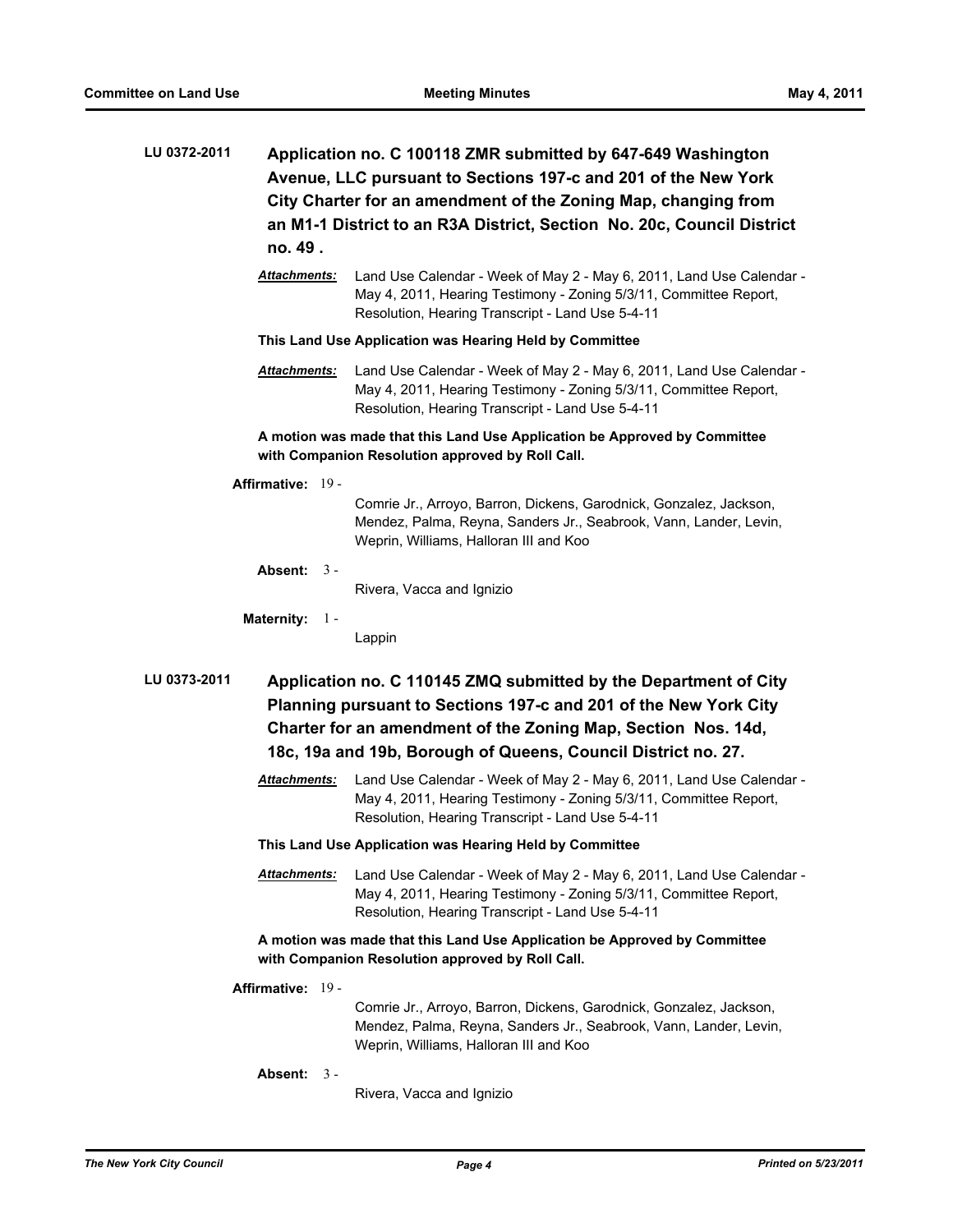**LU 0372-2011** **Application no. C 100118 ZMR submitted by 647-649 Washington Avenue, LLC pursuant to Sections 197-c and 201 of the New York City Charter for an amendment of the Zoning Map, changing from an M1-1 District to an R3A District, Section No. 20c, Council District no. 49 .**

***Attachments:*** Land Use Calendar - Week of May 2 - May 6, 2011, Land Use Calendar - May 4, 2011, Hearing Testimony - Zoning 5/3/11, Committee Report, Resolution, Hearing Transcript - Land Use 5-4-11

**This Land Use Application was Hearing Held by Committee**

***Attachments:*** Land Use Calendar - Week of May 2 - May 6, 2011, Land Use Calendar - May 4, 2011, Hearing Testimony - Zoning 5/3/11, Committee Report, Resolution, Hearing Transcript - Land Use 5-4-11

**A motion was made that this Land Use Application be Approved by Committee with Companion Resolution approved by Roll Call.**

**Affirmative:** 19 - Comrie Jr., Arroyo, Barron, Dickens, Garodnick, Gonzalez, Jackson, Mendez, Palma, Reyna, Sanders Jr., Seabrook, Vann, Lander, Levin, Weprin, Williams, Halloran III and Koo

**Absent:** 3 - Rivera, Vacca and Ignizio

**Maternity:** 1 - Lappin

**LU 0373-2011** **Application no. C 110145 ZMQ submitted by the Department of City Planning pursuant to Sections 197-c and 201 of the New York City Charter for an amendment of the Zoning Map, Section Nos. 14d, 18c, 19a and 19b, Borough of Queens, Council District no. 27.**

***Attachments:*** Land Use Calendar - Week of May 2 - May 6, 2011, Land Use Calendar - May 4, 2011, Hearing Testimony - Zoning 5/3/11, Committee Report, Resolution, Hearing Transcript - Land Use 5-4-11

**This Land Use Application was Hearing Held by Committee**

***Attachments:*** Land Use Calendar - Week of May 2 - May 6, 2011, Land Use Calendar - May 4, 2011, Hearing Testimony - Zoning 5/3/11, Committee Report, Resolution, Hearing Transcript - Land Use 5-4-11

**A motion was made that this Land Use Application be Approved by Committee with Companion Resolution approved by Roll Call.**

**Affirmative:** 19 - Comrie Jr., Arroyo, Barron, Dickens, Garodnick, Gonzalez, Jackson, Mendez, Palma, Reyna, Sanders Jr., Seabrook, Vann, Lander, Levin, Weprin, Williams, Halloran III and Koo

**Absent:** 3 - Rivera, Vacca and Ignizio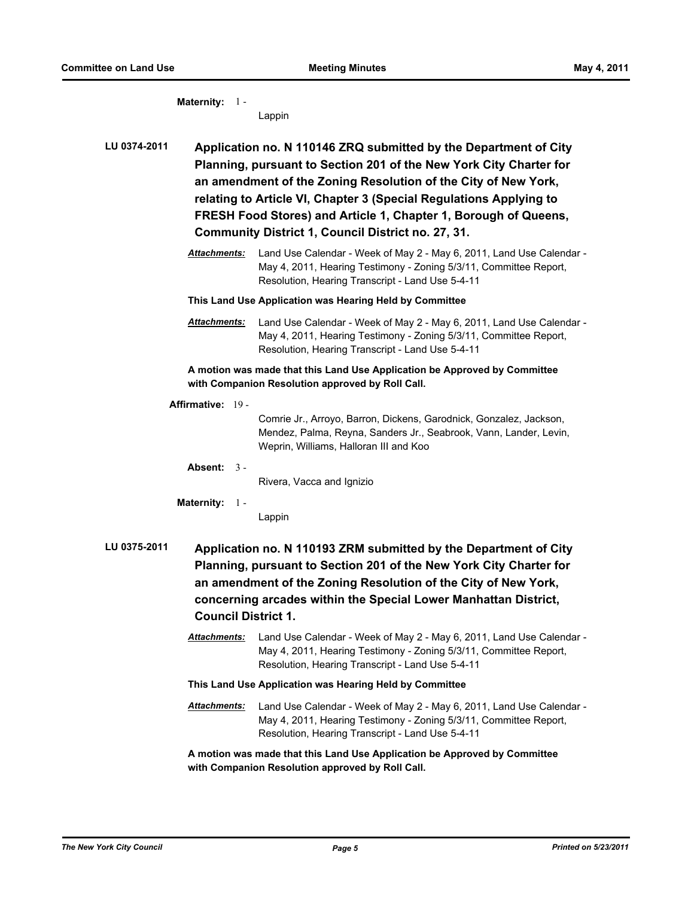**Maternity:** 1 -

Lappin

**LU 0374-2011** **Application no. N 110146 ZRQ submitted by the Department of City Planning, pursuant to Section 201 of the New York City Charter for an amendment of the Zoning Resolution of the City of New York, relating to Article VI, Chapter 3 (Special Regulations Applying to FRESH Food Stores) and Article 1, Chapter 1, Borough of Queens, Community District 1, Council District no. 27, 31.**

***Attachments:*** Land Use Calendar - Week of May 2 - May 6, 2011, Land Use Calendar - May 4, 2011, Hearing Testimony - Zoning 5/3/11, Committee Report, Resolution, Hearing Transcript - Land Use 5-4-11

**This Land Use Application was Hearing Held by Committee**

***Attachments:*** Land Use Calendar - Week of May 2 - May 6, 2011, Land Use Calendar - May 4, 2011, Hearing Testimony - Zoning 5/3/11, Committee Report, Resolution, Hearing Transcript - Land Use 5-4-11

**A motion was made that this Land Use Application be Approved by Committee with Companion Resolution approved by Roll Call.**

**Affirmative:** 19 -

Comrie Jr., Arroyo, Barron, Dickens, Garodnick, Gonzalez, Jackson, Mendez, Palma, Reyna, Sanders Jr., Seabrook, Vann, Lander, Levin, Weprin, Williams, Halloran III and Koo

**Absent:** 3 -

Rivera, Vacca and Ignizio

**Maternity:** 1 -

Lappin

**LU 0375-2011** **Application no. N 110193 ZRM submitted by the Department of City Planning, pursuant to Section 201 of the New York City Charter for an amendment of the Zoning Resolution of the City of New York, concerning arcades within the Special Lower Manhattan District, Council District 1.**

***Attachments:*** Land Use Calendar - Week of May 2 - May 6, 2011, Land Use Calendar - May 4, 2011, Hearing Testimony - Zoning 5/3/11, Committee Report, Resolution, Hearing Transcript - Land Use 5-4-11

**This Land Use Application was Hearing Held by Committee**

***Attachments:*** Land Use Calendar - Week of May 2 - May 6, 2011, Land Use Calendar - May 4, 2011, Hearing Testimony - Zoning 5/3/11, Committee Report, Resolution, Hearing Transcript - Land Use 5-4-11

**A motion was made that this Land Use Application be Approved by Committee with Companion Resolution approved by Roll Call.**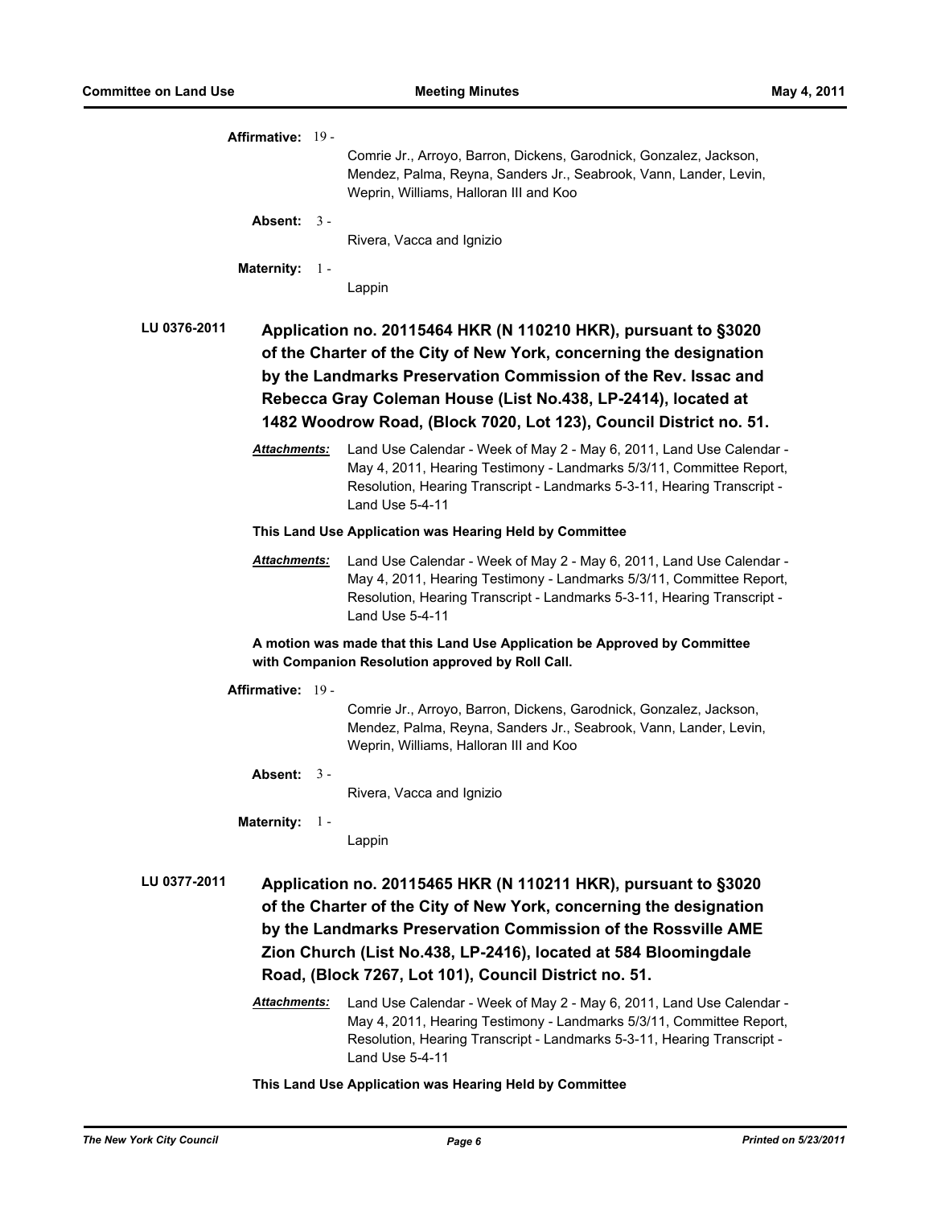**Affirmative:** 19 - Comrie Jr., Arroyo, Barron, Dickens, Garodnick, Gonzalez, Jackson, Mendez, Palma, Reyna, Sanders Jr., Seabrook, Vann, Lander, Levin, Weprin, Williams, Halloran III and Koo

**Absent:** 3 - Rivera, Vacca and Ignizio

**Maternity:** 1 - Lappin

**LU 0376-2011** **Application no. 20115464 HKR (N 110210 HKR), pursuant to §3020 of the Charter of the City of New York, concerning the designation by the Landmarks Preservation Commission of the Rev. Issac and Rebecca Gray Coleman House (List No.438, LP-2414), located at 1482 Woodrow Road, (Block 7020, Lot 123), Council District no. 51.**

***Attachments:*** Land Use Calendar - Week of May 2 - May 6, 2011, Land Use Calendar - May 4, 2011, Hearing Testimony - Landmarks 5/3/11, Committee Report, Resolution, Hearing Transcript - Landmarks 5-3-11, Hearing Transcript - Land Use 5-4-11

**This Land Use Application was Hearing Held by Committee**

***Attachments:*** Land Use Calendar - Week of May 2 - May 6, 2011, Land Use Calendar - May 4, 2011, Hearing Testimony - Landmarks 5/3/11, Committee Report, Resolution, Hearing Transcript - Landmarks 5-3-11, Hearing Transcript - Land Use 5-4-11

**A motion was made that this Land Use Application be Approved by Committee with Companion Resolution approved by Roll Call.**

**Affirmative:** 19 - Comrie Jr., Arroyo, Barron, Dickens, Garodnick, Gonzalez, Jackson, Mendez, Palma, Reyna, Sanders Jr., Seabrook, Vann, Lander, Levin, Weprin, Williams, Halloran III and Koo

**Absent:** 3 - Rivera, Vacca and Ignizio

**Maternity:** 1 - Lappin

**LU 0377-2011** **Application no. 20115465 HKR (N 110211 HKR), pursuant to §3020 of the Charter of the City of New York, concerning the designation by the Landmarks Preservation Commission of the Rossville AME Zion Church (List No.438, LP-2416), located at 584 Bloomingdale Road, (Block 7267, Lot 101), Council District no. 51.**

***Attachments:*** Land Use Calendar - Week of May 2 - May 6, 2011, Land Use Calendar - May 4, 2011, Hearing Testimony - Landmarks 5/3/11, Committee Report, Resolution, Hearing Transcript - Landmarks 5-3-11, Hearing Transcript - Land Use 5-4-11

**This Land Use Application was Hearing Held by Committee**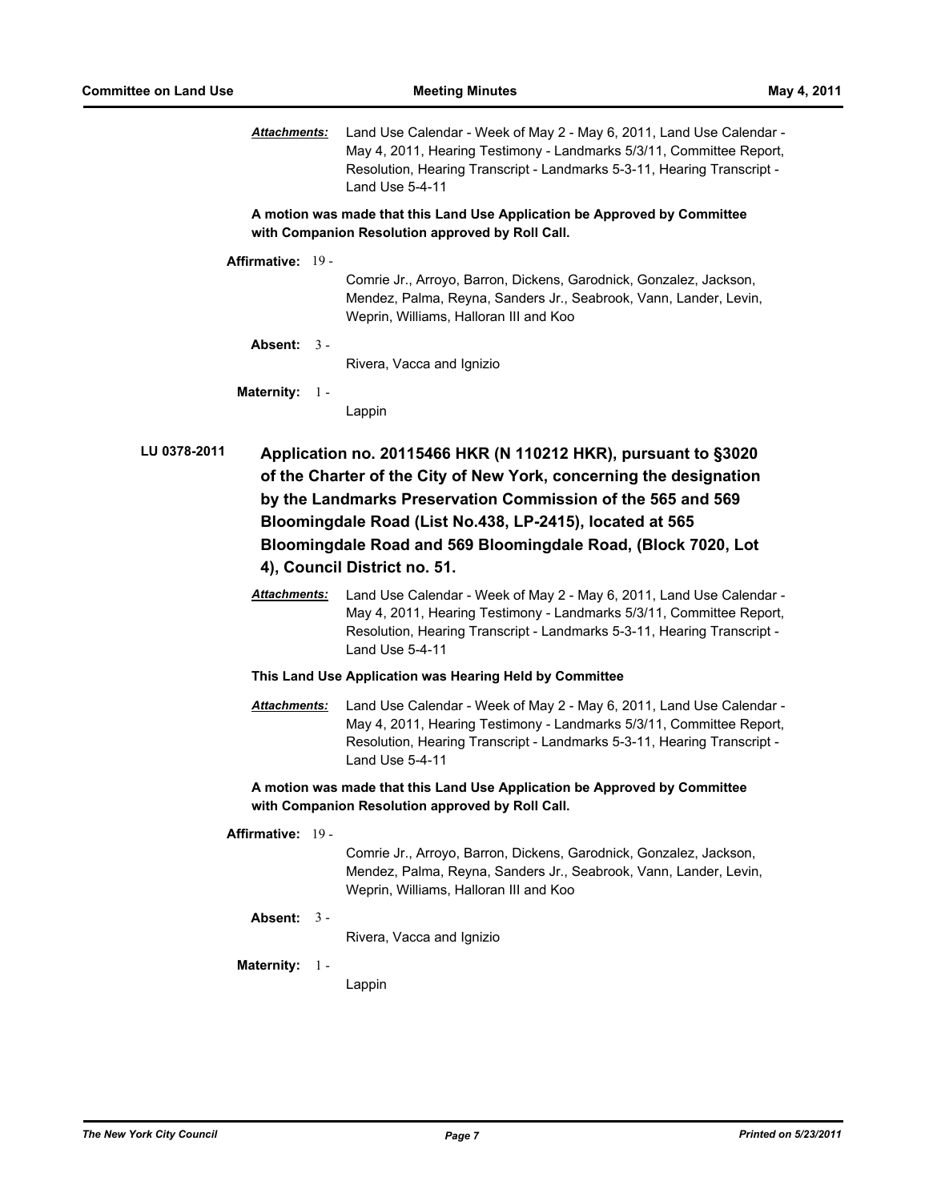***Attachments:*** Land Use Calendar - Week of May 2 - May 6, 2011, Land Use Calendar - May 4, 2011, Hearing Testimony - Landmarks 5/3/11, Committee Report, Resolution, Hearing Transcript - Landmarks 5-3-11, Hearing Transcript - Land Use 5-4-11

**A motion was made that this Land Use Application be Approved by Committee with Companion Resolution approved by Roll Call.**

**Affirmative:** 19 - Comrie Jr., Arroyo, Barron, Dickens, Garodnick, Gonzalez, Jackson, Mendez, Palma, Reyna, Sanders Jr., Seabrook, Vann, Lander, Levin, Weprin, Williams, Halloran III and Koo

**Absent:** 3 - Rivera, Vacca and Ignizio

**Maternity:** 1 - Lappin

**LU 0378-2011** **Application no. 20115466 HKR (N 110212 HKR), pursuant to §3020 of the Charter of the City of New York, concerning the designation by the Landmarks Preservation Commission of the 565 and 569 Bloomingdale Road (List No.438, LP-2415), located at 565 Bloomingdale Road and 569 Bloomingdale Road, (Block 7020, Lot 4), Council District no. 51.**

***Attachments:*** Land Use Calendar - Week of May 2 - May 6, 2011, Land Use Calendar - May 4, 2011, Hearing Testimony - Landmarks 5/3/11, Committee Report, Resolution, Hearing Transcript - Landmarks 5-3-11, Hearing Transcript - Land Use 5-4-11

**This Land Use Application was Hearing Held by Committee**

***Attachments:*** Land Use Calendar - Week of May 2 - May 6, 2011, Land Use Calendar - May 4, 2011, Hearing Testimony - Landmarks 5/3/11, Committee Report, Resolution, Hearing Transcript - Landmarks 5-3-11, Hearing Transcript - Land Use 5-4-11

**A motion was made that this Land Use Application be Approved by Committee with Companion Resolution approved by Roll Call.**

**Affirmative:** 19 - Comrie Jr., Arroyo, Barron, Dickens, Garodnick, Gonzalez, Jackson, Mendez, Palma, Reyna, Sanders Jr., Seabrook, Vann, Lander, Levin, Weprin, Williams, Halloran III and Koo

**Absent:** 3 - Rivera, Vacca and Ignizio

**Maternity:** 1 - Lappin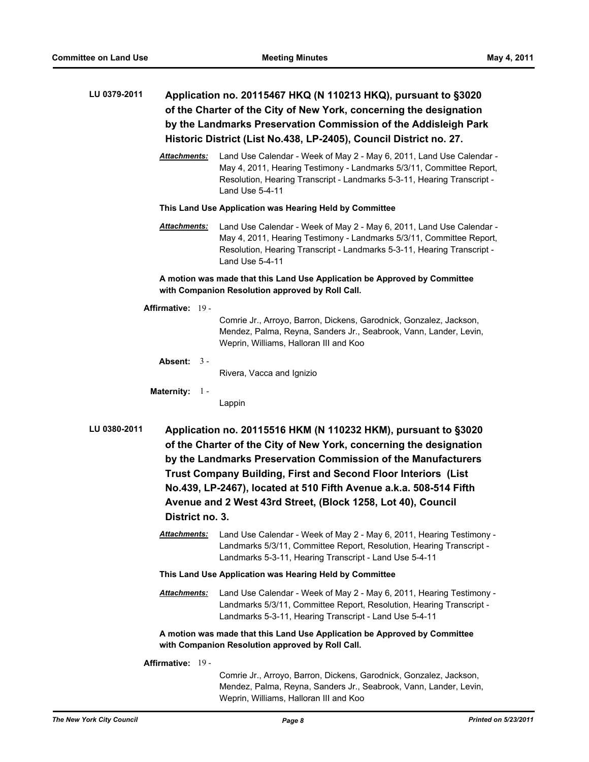**LU 0379-2011** **Application no. 20115467 HKQ (N 110213 HKQ), pursuant to §3020 of the Charter of the City of New York, concerning the designation by the Landmarks Preservation Commission of the Addisleigh Park Historic District (List No.438, LP-2405), Council District no. 27.**

***Attachments:*** Land Use Calendar - Week of May 2 - May 6, 2011, Land Use Calendar - May 4, 2011, Hearing Testimony - Landmarks 5/3/11, Committee Report, Resolution, Hearing Transcript - Landmarks 5-3-11, Hearing Transcript - Land Use 5-4-11

**This Land Use Application was Hearing Held by Committee**

***Attachments:*** Land Use Calendar - Week of May 2 - May 6, 2011, Land Use Calendar - May 4, 2011, Hearing Testimony - Landmarks 5/3/11, Committee Report, Resolution, Hearing Transcript - Landmarks 5-3-11, Hearing Transcript - Land Use 5-4-11

**A motion was made that this Land Use Application be Approved by Committee with Companion Resolution approved by Roll Call.**

**Affirmative:** 19 - Comrie Jr., Arroyo, Barron, Dickens, Garodnick, Gonzalez, Jackson, Mendez, Palma, Reyna, Sanders Jr., Seabrook, Vann, Lander, Levin, Weprin, Williams, Halloran III and Koo

**Absent:** 3 - Rivera, Vacca and Ignizio

**Maternity:** 1 - Lappin

**LU 0380-2011** **Application no. 20115516 HKM (N 110232 HKM), pursuant to §3020 of the Charter of the City of New York, concerning the designation by the Landmarks Preservation Commission of the Manufacturers Trust Company Building, First and Second Floor Interiors (List No.439, LP-2467), located at 510 Fifth Avenue a.k.a. 508-514 Fifth Avenue and 2 West 43rd Street, (Block 1258, Lot 40), Council District no. 3.**

***Attachments:*** Land Use Calendar - Week of May 2 - May 6, 2011, Hearing Testimony - Landmarks 5/3/11, Committee Report, Resolution, Hearing Transcript - Landmarks 5-3-11, Hearing Transcript - Land Use 5-4-11

**This Land Use Application was Hearing Held by Committee**

***Attachments:*** Land Use Calendar - Week of May 2 - May 6, 2011, Hearing Testimony - Landmarks 5/3/11, Committee Report, Resolution, Hearing Transcript - Landmarks 5-3-11, Hearing Transcript - Land Use 5-4-11

**A motion was made that this Land Use Application be Approved by Committee with Companion Resolution approved by Roll Call.**

**Affirmative:** 19 - Comrie Jr., Arroyo, Barron, Dickens, Garodnick, Gonzalez, Jackson, Mendez, Palma, Reyna, Sanders Jr., Seabrook, Vann, Lander, Levin, Weprin, Williams, Halloran III and Koo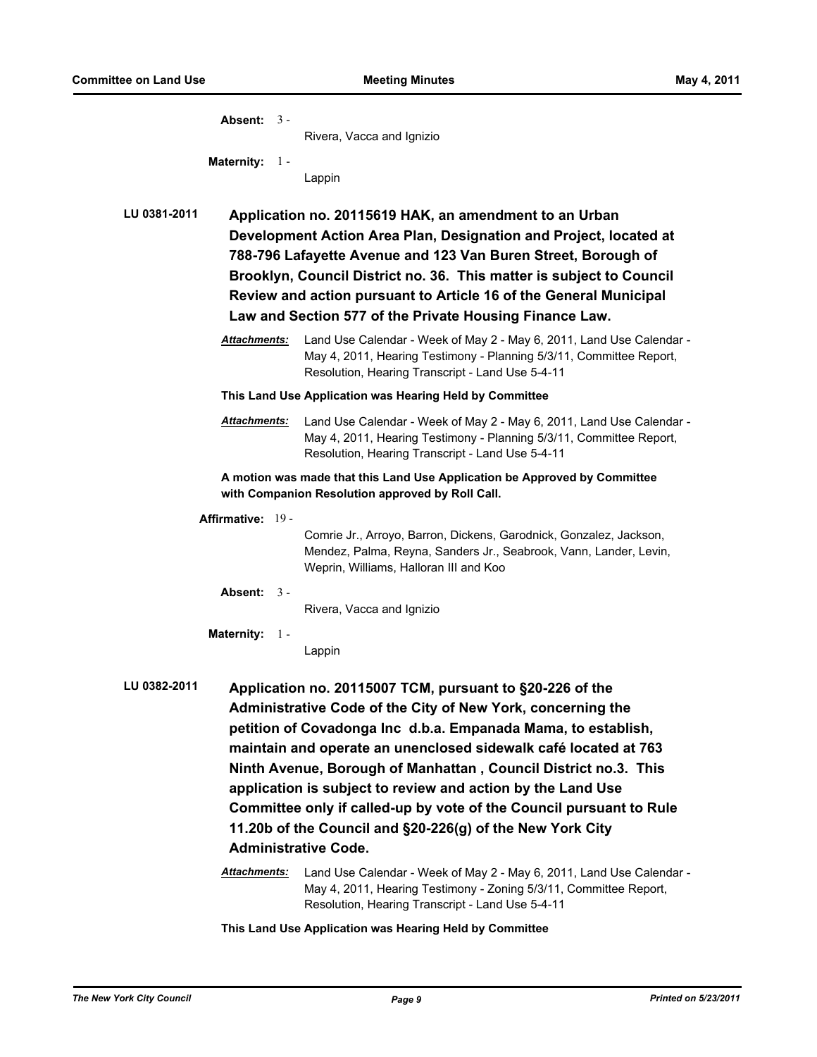**Absent:** 3 -
Rivera, Vacca and Ignizio

**Maternity:** 1 -
Lappin

**LU 0381-2011** **Application no. 20115619 HAK, an amendment to an Urban Development Action Area Plan, Designation and Project, located at 788-796 Lafayette Avenue and 123 Van Buren Street, Borough of Brooklyn, Council District no. 36. This matter is subject to Council Review and action pursuant to Article 16 of the General Municipal Law and Section 577 of the Private Housing Finance Law.**

***Attachments:*** Land Use Calendar - Week of May 2 - May 6, 2011, Land Use Calendar - May 4, 2011, Hearing Testimony - Planning 5/3/11, Committee Report, Resolution, Hearing Transcript - Land Use 5-4-11

**This Land Use Application was Hearing Held by Committee**

***Attachments:*** Land Use Calendar - Week of May 2 - May 6, 2011, Land Use Calendar - May 4, 2011, Hearing Testimony - Planning 5/3/11, Committee Report, Resolution, Hearing Transcript - Land Use 5-4-11

**A motion was made that this Land Use Application be Approved by Committee with Companion Resolution approved by Roll Call.**

**Affirmative:** 19 -
Comrie Jr., Arroyo, Barron, Dickens, Garodnick, Gonzalez, Jackson, Mendez, Palma, Reyna, Sanders Jr., Seabrook, Vann, Lander, Levin, Weprin, Williams, Halloran III and Koo

**Absent:** 3 -
Rivera, Vacca and Ignizio

**Maternity:** 1 -
Lappin

**LU 0382-2011** **Application no. 20115007 TCM, pursuant to §20-226 of the Administrative Code of the City of New York, concerning the petition of Covadonga Inc d.b.a. Empanada Mama, to establish, maintain and operate an unenclosed sidewalk café located at 763 Ninth Avenue, Borough of Manhattan , Council District no.3. This application is subject to review and action by the Land Use Committee only if called-up by vote of the Council pursuant to Rule 11.20b of the Council and §20-226(g) of the New York City Administrative Code.**

***Attachments:*** Land Use Calendar - Week of May 2 - May 6, 2011, Land Use Calendar - May 4, 2011, Hearing Testimony - Zoning 5/3/11, Committee Report, Resolution, Hearing Transcript - Land Use 5-4-11

**This Land Use Application was Hearing Held by Committee**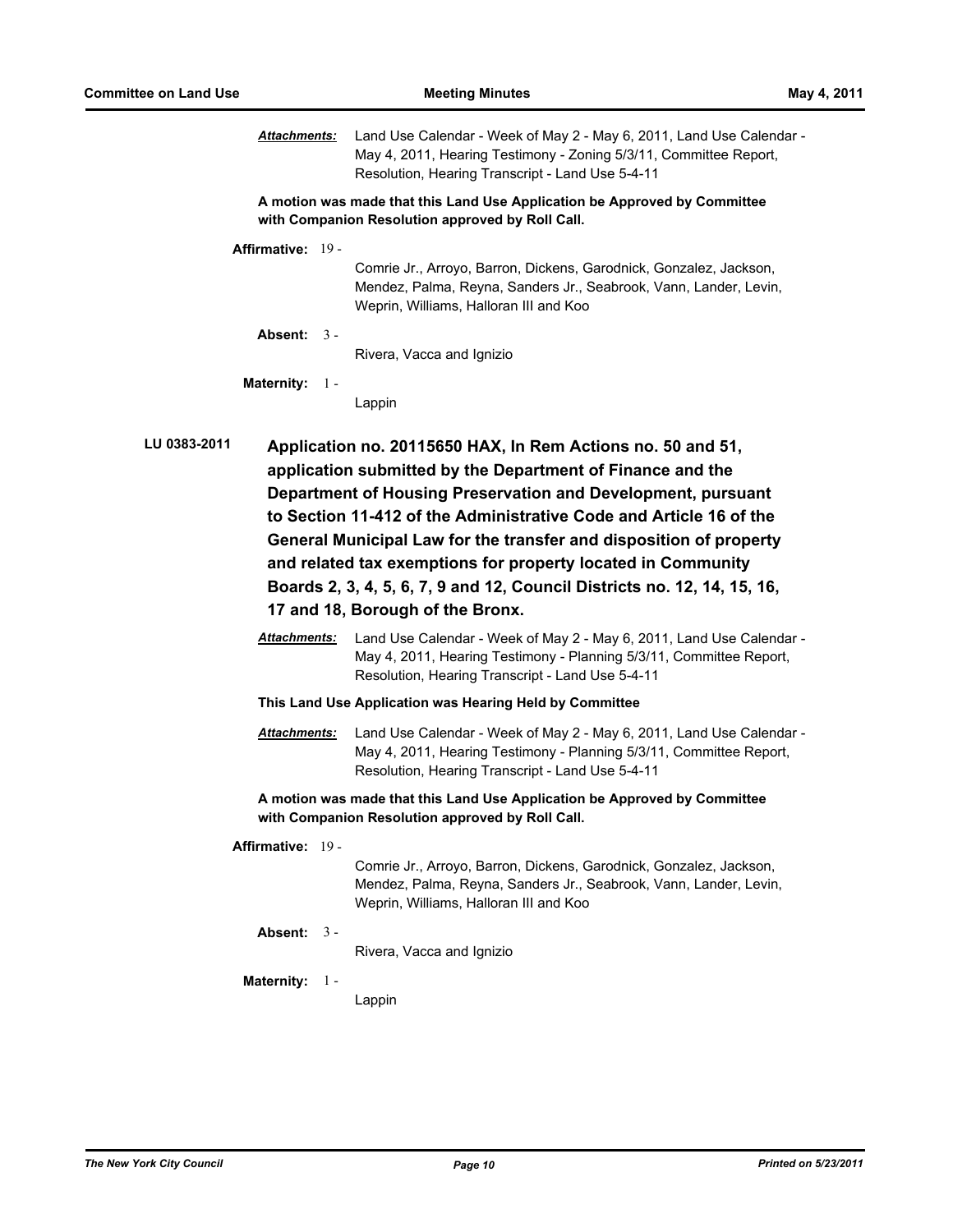***Attachments:*** Land Use Calendar - Week of May 2 - May 6, 2011, Land Use Calendar - May 4, 2011, Hearing Testimony - Zoning 5/3/11, Committee Report, Resolution, Hearing Transcript - Land Use 5-4-11

**A motion was made that this Land Use Application be Approved by Committee with Companion Resolution approved by Roll Call.**

**Affirmative:** 19 - Comrie Jr., Arroyo, Barron, Dickens, Garodnick, Gonzalez, Jackson, Mendez, Palma, Reyna, Sanders Jr., Seabrook, Vann, Lander, Levin, Weprin, Williams, Halloran III and Koo

**Absent:** 3 - Rivera, Vacca and Ignizio

**Maternity:** 1 - Lappin

**LU 0383-2011** **Application no. 20115650 HAX, In Rem Actions no. 50 and 51, application submitted by the Department of Finance and the Department of Housing Preservation and Development, pursuant to Section 11-412 of the Administrative Code and Article 16 of the General Municipal Law for the transfer and disposition of property and related tax exemptions for property located in Community Boards 2, 3, 4, 5, 6, 7, 9 and 12, Council Districts no. 12, 14, 15, 16, 17 and 18, Borough of the Bronx.**

***Attachments:*** Land Use Calendar - Week of May 2 - May 6, 2011, Land Use Calendar - May 4, 2011, Hearing Testimony - Planning 5/3/11, Committee Report, Resolution, Hearing Transcript - Land Use 5-4-11

**This Land Use Application was Hearing Held by Committee**

***Attachments:*** Land Use Calendar - Week of May 2 - May 6, 2011, Land Use Calendar - May 4, 2011, Hearing Testimony - Planning 5/3/11, Committee Report, Resolution, Hearing Transcript - Land Use 5-4-11

**A motion was made that this Land Use Application be Approved by Committee with Companion Resolution approved by Roll Call.**

**Affirmative:** 19 - Comrie Jr., Arroyo, Barron, Dickens, Garodnick, Gonzalez, Jackson, Mendez, Palma, Reyna, Sanders Jr., Seabrook, Vann, Lander, Levin, Weprin, Williams, Halloran III and Koo

**Absent:** 3 - Rivera, Vacca and Ignizio

**Maternity:** 1 - Lappin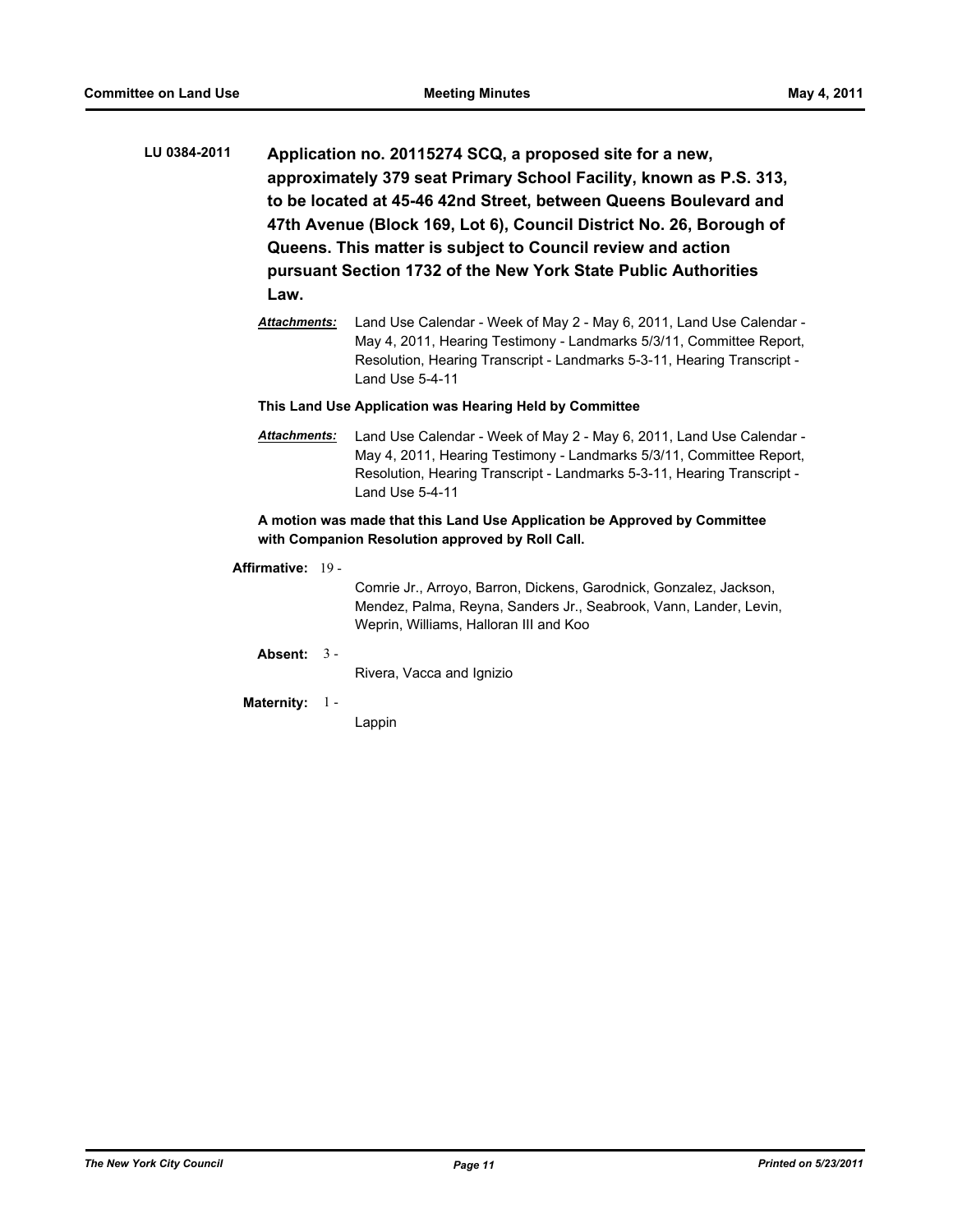**LU 0384-2011** **Application no. 20115274 SCQ, a proposed site for a new, approximately 379 seat Primary School Facility, known as P.S. 313, to be located at 45-46 42nd Street, between Queens Boulevard and 47th Avenue (Block 169, Lot 6), Council District No. 26, Borough of Queens. This matter is subject to Council review and action pursuant Section 1732 of the New York State Public Authorities Law.**

***Attachments:*** Land Use Calendar - Week of May 2 - May 6, 2011, Land Use Calendar - May 4, 2011, Hearing Testimony - Landmarks 5/3/11, Committee Report, Resolution, Hearing Transcript - Landmarks 5-3-11, Hearing Transcript - Land Use 5-4-11

**This Land Use Application was Hearing Held by Committee**

***Attachments:*** Land Use Calendar - Week of May 2 - May 6, 2011, Land Use Calendar - May 4, 2011, Hearing Testimony - Landmarks 5/3/11, Committee Report, Resolution, Hearing Transcript - Landmarks 5-3-11, Hearing Transcript - Land Use 5-4-11

**A motion was made that this Land Use Application be Approved by Committee with Companion Resolution approved by Roll Call.**

**Affirmative:** 19 - Comrie Jr., Arroyo, Barron, Dickens, Garodnick, Gonzalez, Jackson, Mendez, Palma, Reyna, Sanders Jr., Seabrook, Vann, Lander, Levin, Weprin, Williams, Halloran III and Koo

**Absent:** 3 - Rivera, Vacca and Ignizio

**Maternity:** 1 - Lappin